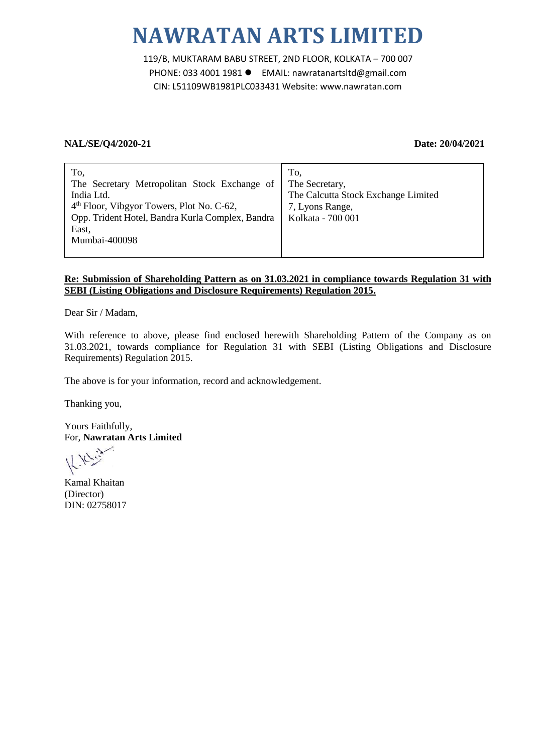# NAWRATAN ARTS LIMITED

119/B, MUKTARAM BABU STREET, 2ND FLOOR, KOLKATA – 700 007
PHONE: 033 4001 1981 ● EMAIL: nawratanartsltd@gmail.com
CIN: L51109WB1981PLC033431 Website: www.nawratan.com

**NAL/SE/Q4/2020-21** **Date: 20/04/2021**

| To,<br>The Secretary Metropolitan Stock Exchange of India Ltd.<br>4th Floor, Vibgyor Towers, Plot No. C-62,<br>Opp. Trident Hotel, Bandra Kurla Complex, Bandra East,<br>Mumbai-400098 | To,<br>The Secretary,<br>The Calcutta Stock Exchange Limited<br>7, Lyons Range,<br>Kolkata - 700 001 |
|---|---|

**Re: Submission of Shareholding Pattern as on 31.03.2021 in compliance towards Regulation 31 with SEBI (Listing Obligations and Disclosure Requirements) Regulation 2015.**

Dear Sir / Madam,

With reference to above, please find enclosed herewith Shareholding Pattern of the Company as on 31.03.2021, towards compliance for Regulation 31 with SEBI (Listing Obligations and Disclosure Requirements) Regulation 2015.

The above is for your information, record and acknowledgement.

Thanking you,

Yours Faithfully,
For, **Nawratan Arts Limited**

Kamal Khaitan
(Director)
DIN: 02758017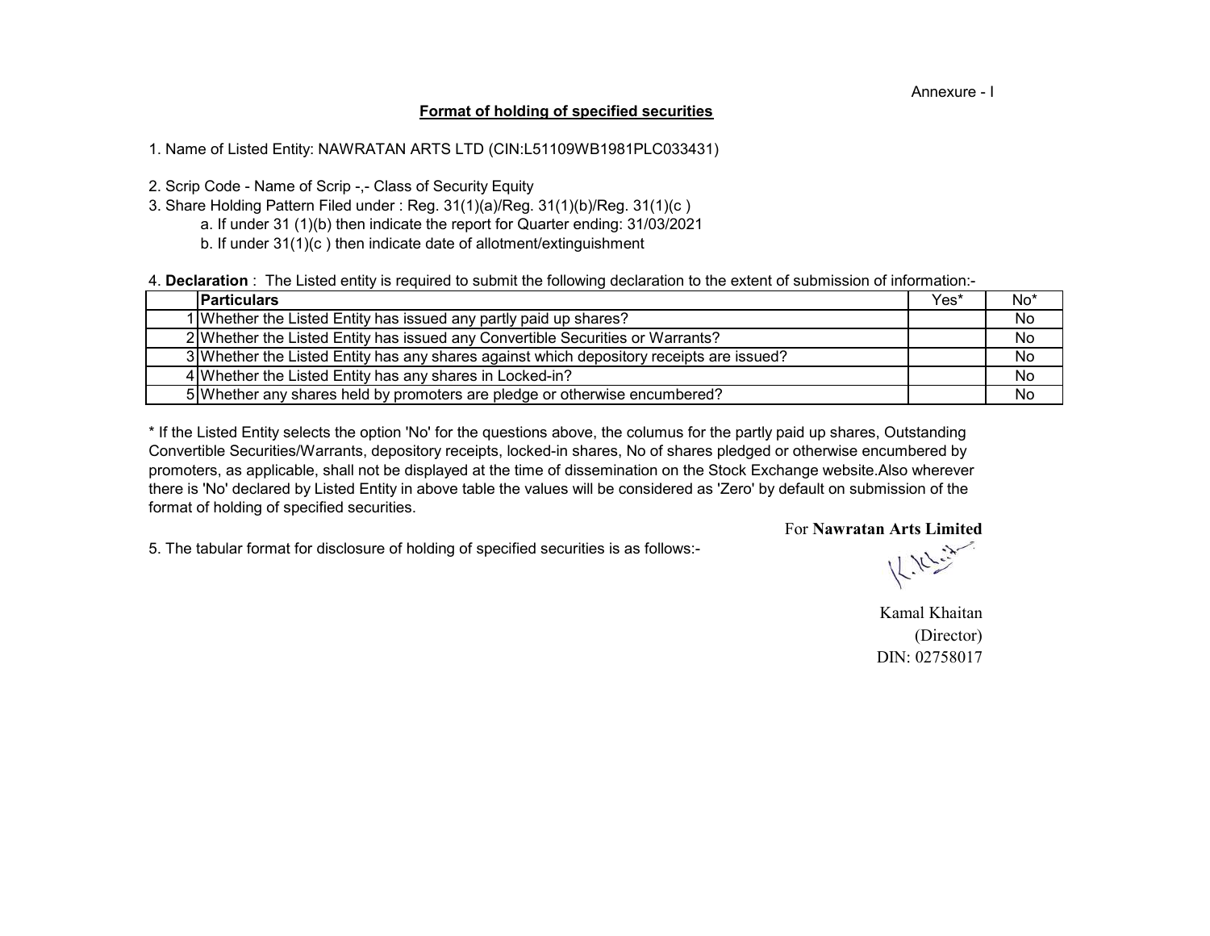Annexure - I

## Format of holding of specified securities

1. Name of Listed Entity: NAWRATAN ARTS LTD (CIN:L51109WB1981PLC033431)

2. Scrip Code - Name of Scrip -,- Class of Security Equity
3. Share Holding Pattern Filed under : Reg. 31(1)(a)/Reg. 31(1)(b)/Reg. 31(1)(c )
   a. If under 31 (1)(b) then indicate the report for Quarter ending: 31/03/2021
   b. If under 31(1)(c ) then indicate date of allotment/extinguishment

4. **Declaration** : The Listed entity is required to submit the following declaration to the extent of submission of information:-

| | **Particulars** | Yes* | No* |
|---|---|---|---|
| 1 | Whether the Listed Entity has issued any partly paid up shares? | | No |
| 2 | Whether the Listed Entity has issued any Convertible Securities or Warrants? | | No |
| 3 | Whether the Listed Entity has any shares against which depository receipts are issued? | | No |
| 4 | Whether the Listed Entity has any shares in Locked-in? | | No |
| 5 | Whether any shares held by promoters are pledge or otherwise encumbered? | | No |

* If the Listed Entity selects the option 'No' for the questions above, the columus for the partly paid up shares, Outstanding Convertible Securities/Warrants, depository receipts, locked-in shares, No of shares pledged or otherwise encumbered by promoters, as applicable, shall not be displayed at the time of dissemination on the Stock Exchange website.Also wherever there is 'No' declared by Listed Entity in above table the values will be considered as 'Zero' by default on submission of the format of holding of specified securities.

5. The tabular format for disclosure of holding of specified securities is as follows:-

For **Nawratan Arts Limited**

Kamal Khaitan
(Director)
DIN: 02758017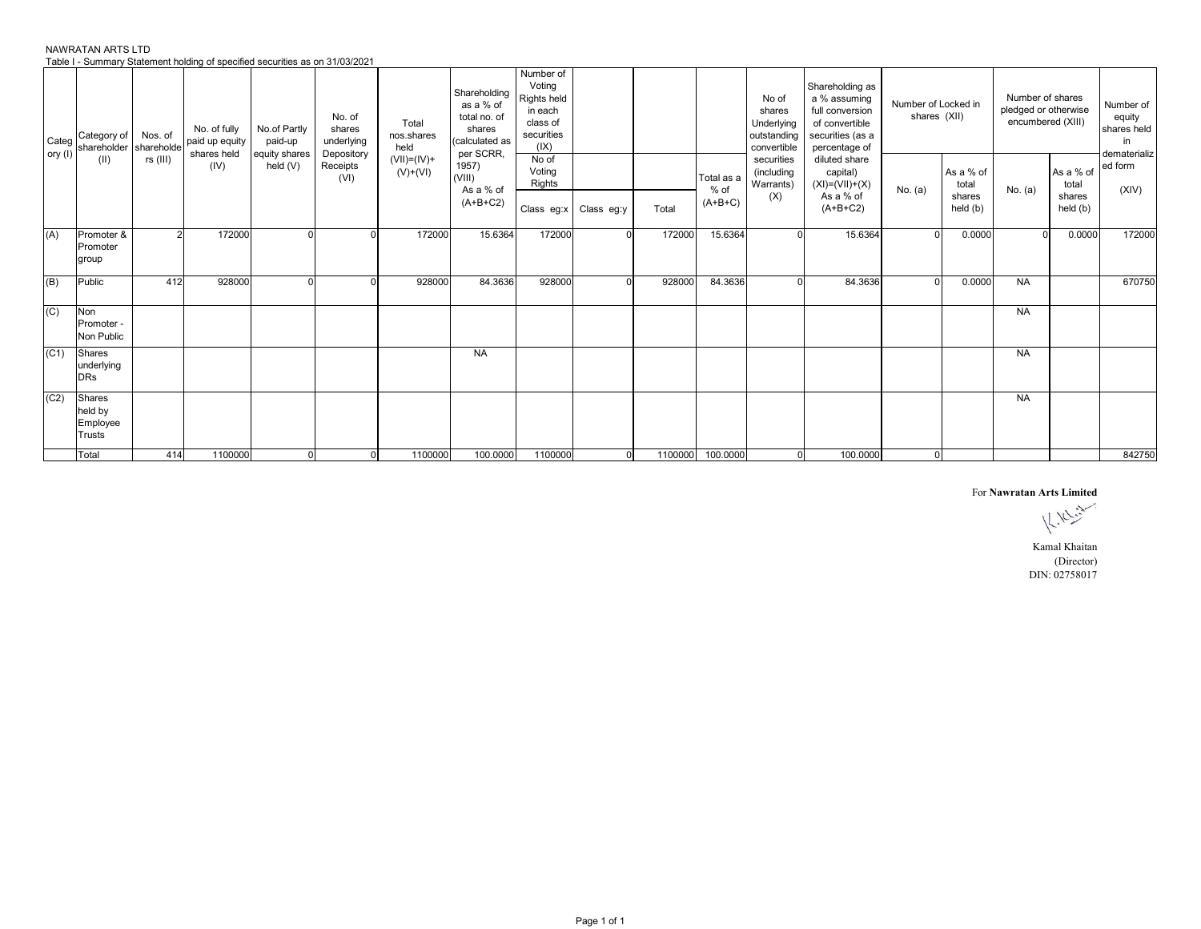NAWRATAN ARTS LTD

Table I - Summary Statement holding of specified securities as on 31/03/2021

| Category (I) | Category of shareholder (II) | Nos. of shareholders (III) | No. of fully paid up equity shares held (IV) | No.of Partly paid-up equity shares held (V) | No. of shares underlying Depository Receipts (VI) | Total nos.shares held (VII)=(IV)+(V)+(VI) | Shareholding as a % of total no. of shares (calculated as per SCRR, 1957) (VIII) As a % of (A+B+C2) | Number of Voting Rights held in each class of securities (IX) | | | | No of shares Underlying outstanding convertible securities (including Warrants) (X) | Shareholding as a % assuming full conversion of convertible securities (as a percentage of diluted share capital) (XI)=(VII)+(X) As a % of (A+B+C2) | Number of Locked in shares (XII) | | Number of shares pledged or otherwise encumbered (XIII) | | Number of equity shares held in dematerialized form (XIV) |
|---|---|---|---|---|---|---|---|---|---|---|---|---|---|---|---|---|---|---|
| | | | | | | | | No of Voting Rights | | | Total as a % of (A+B+C) | | | No. (a) | As a % of total shares held (b) | No. (a) | As a % of total shares held (b) | |
| | | | | | | | | Class eg:x | Class eg:y | Total | | | | | | | | |
| (A) | Promoter & Promoter group | 2 | 172000 | 0 | 0 | 172000 | 15.6364 | 172000 | 0 | 172000 | 15.6364 | 0 | 15.6364 | 0 | 0.0000 | 0 | 0.0000 | 172000 |
| (B) | Public | 412 | 928000 | 0 | 0 | 928000 | 84.3636 | 928000 | 0 | 928000 | 84.3636 | 0 | 84.3636 | 0 | 0.0000 | NA | | 670750 |
| (C) | Non Promoter - Non Public | | | | | | | | | | | | | | | NA | | |
| (C1) | Shares underlying DRs | | | | | | NA | | | | | | | | | NA | | |
| (C2) | Shares held by Employee Trusts | | | | | | | | | | | | | | | NA | | |
| | Total | 414 | 1100000 | 0 | 0 | 1100000 | 100.0000 | 1100000 | 0 | 1100000 | 100.0000 | 0 | 100.0000 | 0 | | | | 842750 |

For **Nawratan Arts Limited**

Kamal Khaitan
(Director)
DIN: 02758017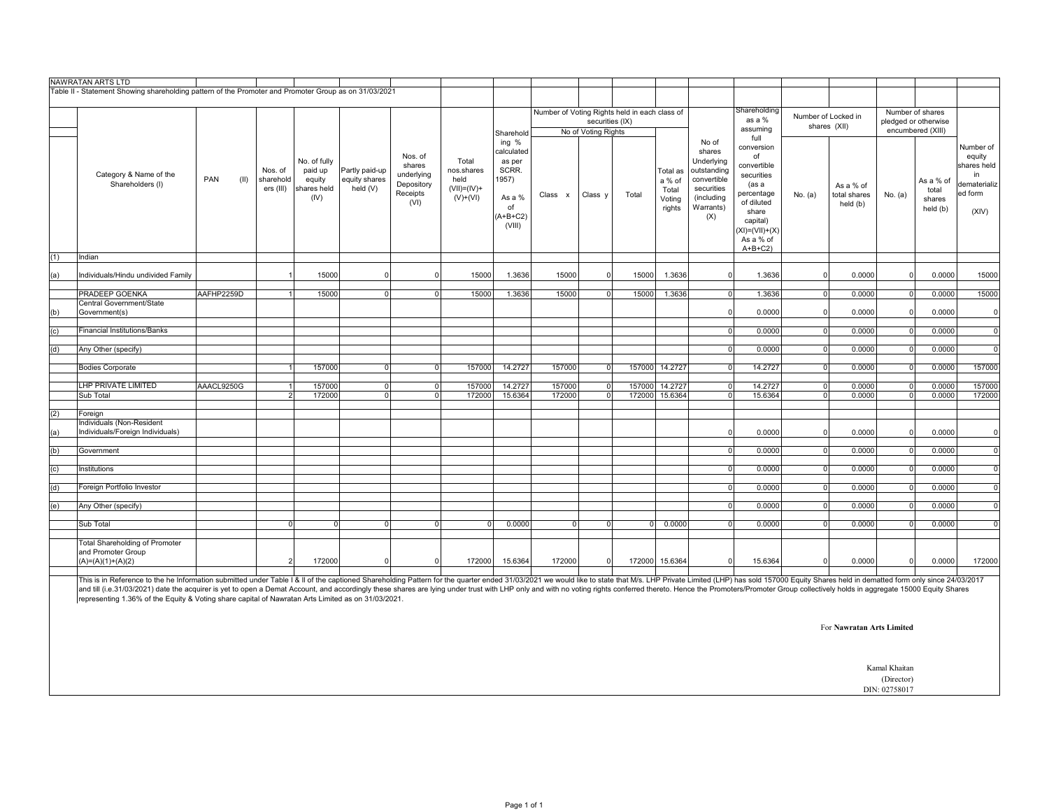NAWRATAN ARTS LTD

Table II - Statement Showing shareholding pattern of the Promoter and Promoter Group as on 31/03/2021

| | Category & Name of the Shareholders (I) | PAN (II) | Nos. of shareholders (III) | No. of fully paid up equity shares held (IV) | Partly paid-up equity shares held (V) | Nos. of shares underlying Depository Receipts (VI) | Total nos.shares held (VII)=(IV)+(V)+(VI) | Shareholding % calculated as per SCRR. 1957) As a % of (A+B+C2) (VIII) | Number of Voting Rights held in each class of securities (IX) - No of Voting Rights - Class x | Class y | Total | Total as a % of Total Voting rights | No of shares Underlying outstanding convertible securities (including Warrants) (X) | Shareholding as a % assuming full conversion of convertible securities (as a percentage of diluted share capital) (XI)=(VII)+(X) As a % of A+B+C2) | Number of Locked in shares (XII) - No. (a) | As a % of total shares held (b) | Number of shares pledged or otherwise encumbered (XIII) - No. (a) | As a % of total shares held (b) | Number of equity shares held in dematerialized form (XIV) |
|---|---|---|---|---|---|---|---|---|---|---|---|---|---|---|---|---|---|---|---|
| (1) | Indian | | | | | | | | | | | | | | | | | | |
| (a) | Individuals/Hindu undivided Family | | 1 | 15000 | 0 | 0 | 15000 | 1.3636 | 15000 | 0 | 15000 | 1.3636 | 0 | 1.3636 | 0 | 0.0000 | 0 | 0.0000 | 15000 |
| | PRADEEP GOENKA | AAFHP2259D | 1 | 15000 | 0 | 0 | 15000 | 1.3636 | 15000 | 0 | 15000 | 1.3636 | 0 | 1.3636 | 0 | 0.0000 | 0 | 0.0000 | 15000 |
| (b) | Central Government/State Government(s) | | | | | | | | | | | | 0 | 0.0000 | 0 | 0.0000 | 0 | 0.0000 | 0 |
| (c) | Financial Institutions/Banks | | | | | | | | | | | | 0 | 0.0000 | 0 | 0.0000 | 0 | 0.0000 | 0 |
| (d) | Any Other (specify) | | | | | | | | | | | | 0 | 0.0000 | 0 | 0.0000 | 0 | 0.0000 | 0 |
| | Bodies Corporate | | 1 | 157000 | 0 | 0 | 157000 | 14.2727 | 157000 | 0 | 157000 | 14.2727 | 0 | 14.2727 | 0 | 0.0000 | 0 | 0.0000 | 157000 |
| | LHP PRIVATE LIMITED | AAACL9250G | 1 | 157000 | 0 | 0 | 157000 | 14.2727 | 157000 | 0 | 157000 | 14.2727 | 0 | 14.2727 | 0 | 0.0000 | 0 | 0.0000 | 157000 |
| | Sub Total | | 2 | 172000 | 0 | 0 | 172000 | 15.6364 | 172000 | 0 | 172000 | 15.6364 | 0 | 15.6364 | 0 | 0.0000 | 0 | 0.0000 | 172000 |
| (2) | Foreign | | | | | | | | | | | | | | | | | | |
| (a) | Individuals (Non-Resident Individuals/Foreign Individuals) | | | | | | | | | | | | 0 | 0.0000 | 0 | 0.0000 | 0 | 0.0000 | 0 |
| (b) | Government | | | | | | | | | | | | 0 | 0.0000 | 0 | 0.0000 | 0 | 0.0000 | 0 |
| (c) | Institutions | | | | | | | | | | | | 0 | 0.0000 | 0 | 0.0000 | 0 | 0.0000 | 0 |
| (d) | Foreign Portfolio Investor | | | | | | | | | | | | 0 | 0.0000 | 0 | 0.0000 | 0 | 0.0000 | 0 |
| (e) | Any Other (specify) | | | | | | | | | | | | 0 | 0.0000 | 0 | 0.0000 | 0 | 0.0000 | 0 |
| | Sub Total | | 0 | 0 | 0 | 0 | 0 | 0.0000 | 0 | 0 | 0 | 0.0000 | 0 | 0.0000 | 0 | 0.0000 | 0 | 0.0000 | 0 |
| | Total Shareholding of Promoter and Promoter Group (A)=(A)(1)+(A)(2) | | 2 | 172000 | 0 | 0 | 172000 | 15.6364 | 172000 | 0 | 172000 | 15.6364 | 0 | 15.6364 | 0 | 0.0000 | 0 | 0.0000 | 172000 |

This is in Reference to the he Information submitted under Table I & II of the captioned Shareholding Pattern for the quarter ended 31/03/2021 we would like to state that M/s. LHP Private Limited (LHP) has sold 157000 Equity Shares held in demtted form only since 24/03/2017 and till (i.e.31/03/2021) date the acquirer is yet to open a Demat Account, and accordingly these shares are lying under trust with LHP only and with no voting rights conferred thereto. Hence the Promoters/Promoter Group collectively holds in aggregate 15000 Equity Shares representing 1.36% of the Equity & Voting share capital of Nawratan Arts Limited as on 31/03/2021.

For **Nawratan Arts Limited**

Kamal Khaitan
(Director)
DIN: 02758017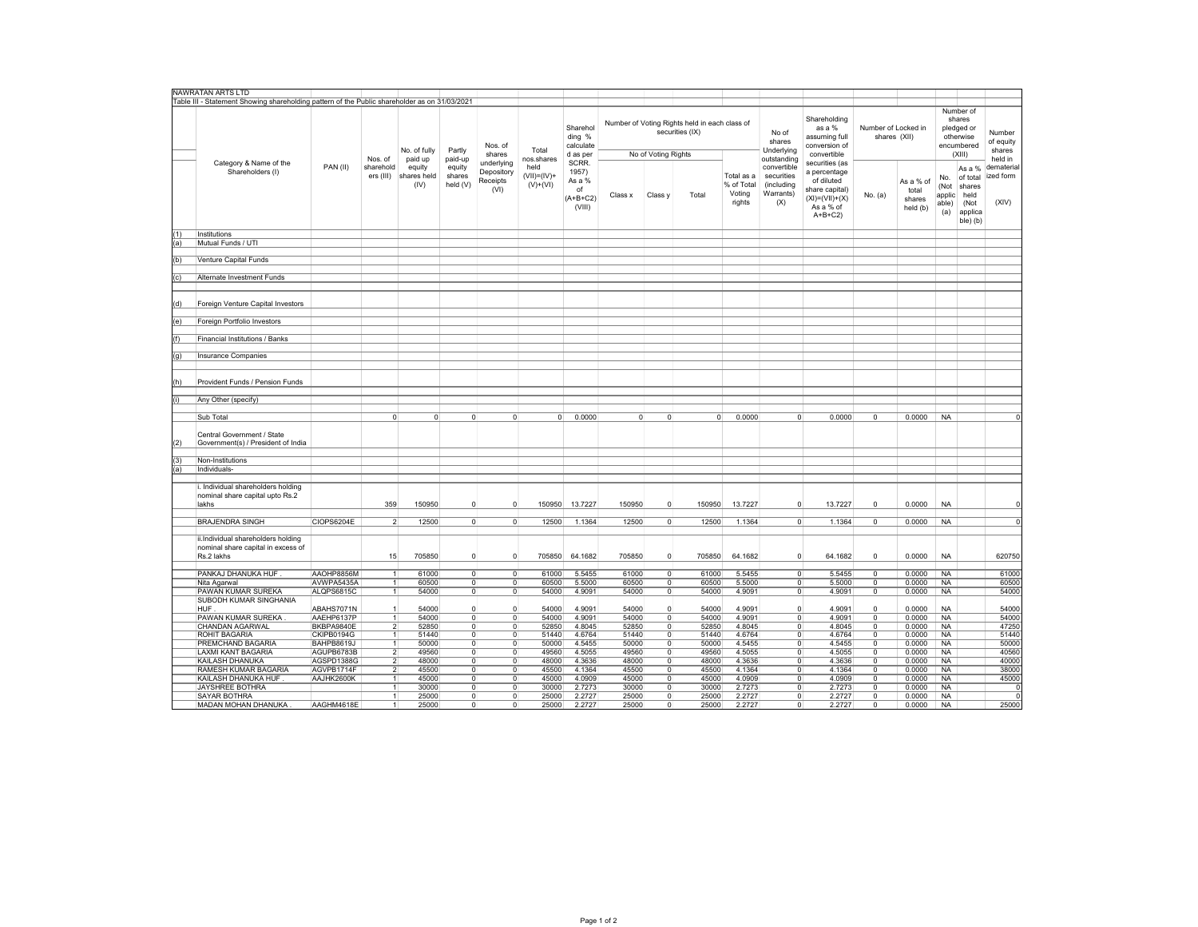NAWRATAN ARTS LTD

Table III - Statement Showing shareholding pattern of the Public shareholder as on 31/03/2021

| | Category & Name of the Shareholders (I) | PAN (II) | Nos. of shareholders (III) | No. of fully paid up equity shares held (IV) | Partly paid-up equity shares held (V) | Nos. of shares underlying Depository Receipts (VI) | Total nos.shares held (VII)=(IV)+(V)+(VI) | Shareholding % calculated as per SCRR. 1957) As a % of (A+B+C2) (VIII) | Number of Voting Rights held in each class of securities (IX) | | | | No of shares Underlying outstanding convertible securities (including Warrants) (X) | Shareholding as a % assuming full conversion of convertible securities (as a percentage of diluted share capital) (XI)=(VII)+(X) As a % of A+B+C2) | Number of Locked in shares (XII) | | Number of shares pledged or otherwise encumbered (XIII) | | Number of equity shares held in dematerialized form (XIV) |
|---|---|---|---|---|---|---|---|---|---|---|---|---|---|---|---|---|---|---|---|
| | | | | | | | | | No of Voting Rights | | | Total as a % of Total Voting rights | | | No. (a) | As a % of total shares held (b) | No. (Not applicable) (a) | As a % of total shares held (Not applicable) (b) | |
| | | | | | | | | | Class x | Class y | Total | | | | | | | | |
| (1) | Institutions | | | | | | | | | | | | | | | | | | |
| (a) | Mutual Funds / UTI | | | | | | | | | | | | | | | | | | |
| (b) | Venture Capital Funds | | | | | | | | | | | | | | | | | | |
| (c) | Alternate Investment Funds | | | | | | | | | | | | | | | | | | |
| (d) | Foreign Venture Capital Investors | | | | | | | | | | | | | | | | | | |
| (e) | Foreign Portfolio Investors | | | | | | | | | | | | | | | | | | |
| (f) | Financial Institutions / Banks | | | | | | | | | | | | | | | | | | |
| (g) | Insurance Companies | | | | | | | | | | | | | | | | | | |
| (h) | Provident Funds / Pension Funds | | | | | | | | | | | | | | | | | | |
| (i) | Any Other (specify) | | | | | | | | | | | | | | | | | | |
| | Sub Total | | 0 | 0 | 0 | 0 | 0 | 0.0000 | 0 | 0 | 0 | 0.0000 | 0 | 0.0000 | 0 | 0.0000 | NA | | 0 |
| (2) | Central Government / State Government(s) / President of India | | | | | | | | | | | | | | | | | | |
| (3) | Non-Institutions | | | | | | | | | | | | | | | | | | |
| (a) | Individuals- | | | | | | | | | | | | | | | | | | |
| | i. Individual shareholders holding nominal share capital upto Rs.2 lakhs | | 359 | 150950 | 0 | 0 | 150950 | 13.7227 | 150950 | 0 | 150950 | 13.7227 | 0 | 13.7227 | 0 | 0.0000 | NA | | 0 |
| | BRAJENDRA SINGH | CIOPS6204E | 2 | 12500 | 0 | 0 | 12500 | 1.1364 | 12500 | 0 | 12500 | 1.1364 | 0 | 1.1364 | 0 | 0.0000 | NA | | 0 |
| | ii.Individual shareholders holding nominal share capital in excess of Rs.2 lakhs | | 15 | 705850 | 0 | 0 | 705850 | 64.1682 | 705850 | 0 | 705850 | 64.1682 | 0 | 64.1682 | 0 | 0.0000 | NA | | 620750 |
| | PANKAJ DHANUKA HUF . | AAOHP8856M | 1 | 61000 | 0 | 0 | 61000 | 5.5455 | 61000 | 0 | 61000 | 5.5455 | 0 | 5.5455 | 0 | 0.0000 | NA | | 61000 |
| | Nita Agarwal | AVWPA5435A | 1 | 60500 | 0 | 0 | 60500 | 5.5000 | 60500 | 0 | 60500 | 5.5000 | 0 | 5.5000 | 0 | 0.0000 | NA | | 60500 |
| | PAWAN KUMAR SUREKA | ALQPS6815C | 1 | 54000 | 0 | 0 | 54000 | 4.9091 | 54000 | 0 | 54000 | 4.9091 | 0 | 4.9091 | 0 | 0.0000 | NA | | 54000 |
| | SUBODH KUMAR SINGHANIA HUF . | ABAHS7071N | 1 | 54000 | 0 | 0 | 54000 | 4.9091 | 54000 | 0 | 54000 | 4.9091 | 0 | 4.9091 | 0 | 0.0000 | NA | | 54000 |
| | PAWAN KUMAR SUREKA . | AAEHP6137P | 1 | 54000 | 0 | 0 | 54000 | 4.9091 | 54000 | 0 | 54000 | 4.9091 | 0 | 4.9091 | 0 | 0.0000 | NA | | 54000 |
| | CHANDAN AGARWAL | BKBPA9840E | 2 | 52850 | 0 | 0 | 52850 | 4.8045 | 52850 | 0 | 52850 | 4.8045 | 0 | 4.8045 | 0 | 0.0000 | NA | | 47250 |
| | ROHIT BAGARIA | CKIPB0194G | 1 | 51440 | 0 | 0 | 51440 | 4.6764 | 51440 | 0 | 51440 | 4.6764 | 0 | 4.6764 | 0 | 0.0000 | NA | | 51440 |
| | PREMCHAND BAGARIA | BAHPB8619J | 1 | 50000 | 0 | 0 | 50000 | 4.5455 | 50000 | 0 | 50000 | 4.5455 | 0 | 4.5455 | 0 | 0.0000 | NA | | 50000 |
| | LAXMI KANT BAGARIA | AGUPB6783B | 2 | 49560 | 0 | 0 | 49560 | 4.5055 | 49560 | 0 | 49560 | 4.5055 | 0 | 4.5055 | 0 | 0.0000 | NA | | 40560 |
| | KAILASH DHANUKA | AGSPD1388G | 2 | 48000 | 0 | 0 | 48000 | 4.3636 | 48000 | 0 | 48000 | 4.3636 | 0 | 4.3636 | 0 | 0.0000 | NA | | 40000 |
| | RAMESH KUMAR BAGARIA | AGVPB1714F | 2 | 45500 | 0 | 0 | 45500 | 4.1364 | 45500 | 0 | 45500 | 4.1364 | 0 | 4.1364 | 0 | 0.0000 | NA | | 38000 |
| | KAILASH DHANUKA HUF . | AAJHK2600K | 1 | 45000 | 0 | 0 | 45000 | 4.0909 | 45000 | 0 | 45000 | 4.0909 | 0 | 4.0909 | 0 | 0.0000 | NA | | 45000 |
| | JAYSHREE BOTHRA | | 1 | 30000 | 0 | 0 | 30000 | 2.7273 | 30000 | 0 | 30000 | 2.7273 | 0 | 2.7273 | 0 | 0.0000 | NA | | 0 |
| | SAYAR BOTHRA | | 1 | 25000 | 0 | 0 | 25000 | 2.2727 | 25000 | 0 | 25000 | 2.2727 | 0 | 2.2727 | 0 | 0.0000 | NA | | 0 |
| | MADAN MOHAN DHANUKA . | AAGHM4618E | 1 | 25000 | 0 | 0 | 25000 | 2.2727 | 25000 | 0 | 25000 | 2.2727 | 0 | 2.2727 | 0 | 0.0000 | NA | | 25000 |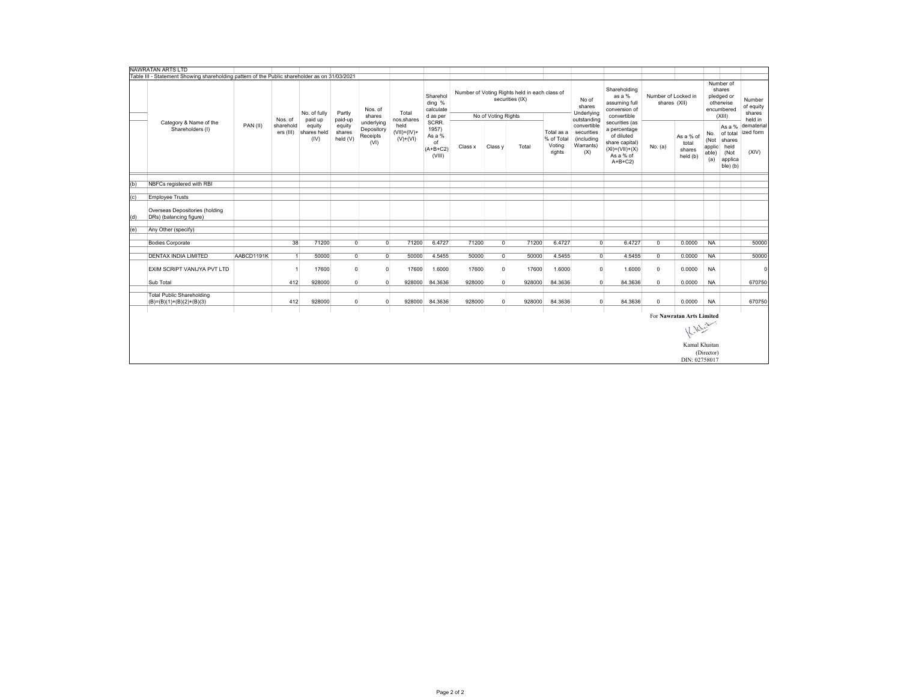NAWRATAN ARTS LTD

Table III - Statement Showing shareholding pattern of the Public shareholder as on 31/03/2021

| | Category & Name of the Shareholders (I) | PAN (II) | Nos. of shareholders (III) | No. of fully paid up equity shares held (IV) | Partly paid-up equity shares held (V) | Nos. of shares underlying Depository Receipts (VI) | Total nos.shares held (VII)=(IV)+(V)+(VI) | Shareholding % calculated as per SCRR. 1957) As a % of (A+B+C2) (VIII) | Number of Voting Rights held in each class of securities (IX) | | | | No of shares Underlying outstanding convertible securities (including Warrants) (X) | Shareholding as a % assuming full conversion of convertible securities (as a percentage of diluted share capital) (XI)=(VII)+(X) As a % of A+B+C2) | Number of Locked in shares (XII) | | Number of shares pledged or otherwise encumbered (XIII) | | Number of equity shares held in dematerialized form (XIV) |
|---|---|---|---|---|---|---|---|---|---|---|---|---|---|---|---|---|---|---|---|
| | | | | | | | | | No of Voting Rights | | | Total as a % of Total Voting rights | | | No. (a) | As a % of total shares held (b) | No. (Not applicable) (a) | As a % of total shares held (Not applicable) (b) | |
| | | | | | | | | | Class x | Class y | Total | | | | | | | | |
| (b) | NBFCs registered with RBI | | | | | | | | | | | | | | | | | | |
| (c) | Employee Trusts | | | | | | | | | | | | | | | | | | |
| (d) | Overseas Depositories (holding DRs) (balancing figure) | | | | | | | | | | | | | | | | | | |
| (e) | Any Other (specify) | | | | | | | | | | | | | | | | | | |
| | Bodies Corporate | | 38 | 71200 | 0 | 0 | 71200 | 6.4727 | 71200 | 0 | 71200 | 6.4727 | 0 | 6.4727 | 0 | 0.0000 | NA | | 50000 |
| | DENTAX INDIA LIMITED | AABCD1191K | 1 | 50000 | 0 | 0 | 50000 | 4.5455 | 50000 | 0 | 50000 | 4.5455 | 0 | 4.5455 | 0 | 0.0000 | NA | | 50000 |
| | EXIM SCRIPT VANIJYA PVT LTD | | 1 | 17600 | 0 | 0 | 17600 | 1.6000 | 17600 | 0 | 17600 | 1.6000 | 0 | 1.6000 | 0 | 0.0000 | NA | | 0 |
| | Sub Total | | 412 | 928000 | 0 | 0 | 928000 | 84.3636 | 928000 | 0 | 928000 | 84.3636 | 0 | 84.3636 | 0 | 0.0000 | NA | | 670750 |
| | Total Public Shareholding (B)=(B)(1)+(B)(2)+(B)(3) | | 412 | 928000 | 0 | 0 | 928000 | 84.3636 | 928000 | 0 | 928000 | 84.3636 | 0 | 84.3636 | 0 | 0.0000 | NA | | 670750 |

For **Nawratan Arts Limited**

Kamal Khaitan
(Director)
DIN: 02758017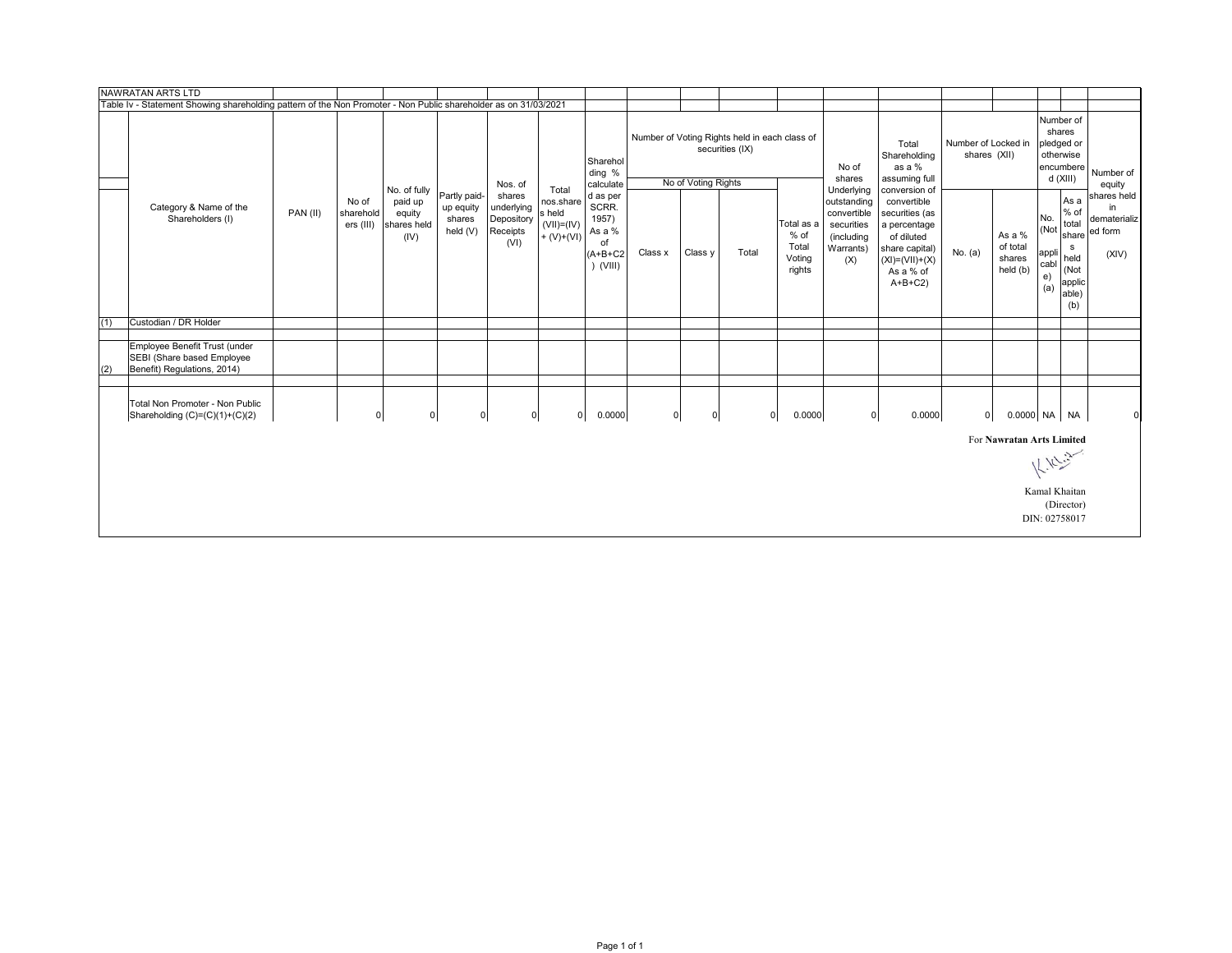NAWRATAN ARTS LTD

Table Iv - Statement Showing shareholding pattern of the Non Promoter - Non Public shareholder as on 31/03/2021

| | Category & Name of the Shareholders (I) | PAN (II) | No of shareholders (III) | No. of fully paid up equity shares held (IV) | Partly paid-up equity shares held (V) | Nos. of shares underlying Depository Receipts (VI) | Total nos.shares held (VII)=(IV) + (V)+(VI) | Shareholding % calculated as per SCRR. 1957) As a % of (A+B+C2) (VIII) | Number of Voting Rights held in each class of securities (IX) | | | | No of shares Underlying outstanding convertible securities (including Warrants) (X) | Total Shareholding as a % assuming full conversion of convertible securities (as a percentage of diluted share capital) (XI)=(VII)+(X) As a % of A+B+C2) | Number of Locked in shares (XII) | | Number of shares pledged or otherwise encumbered (XIII) | | Number of equity shares held in dematerialized form (XIV) |
|---|---|---|---|---|---|---|---|---|---|---|---|---|---|---|---|---|---|---|---|
| | | | | | | | | | No of Voting Rights | | | Total as a % of Total Voting rights | | | No. (a) | As a % of total shares held (b) | No. (Not applicable) (a) | As a % of total shares held (Not applicable) (b) | |
| | | | | | | | | | Class x | Class y | Total | | | | | | | | |
| (1) | Custodian / DR Holder | | | | | | | | | | | | | | | | | | |
| (2) | Employee Benefit Trust (under SEBI (Share based Employee Benefit) Regulations, 2014) | | | | | | | | | | | | | | | | | | |
| | Total Non Promoter - Non Public Shareholding (C)=(C)(1)+(C)(2) | | 0 | 0 | 0 | 0 | 0 | 0.0000 | 0 | 0 | 0 | 0.0000 | 0 | 0.0000 | 0 | 0.0000 | NA | NA | 0 |

For **Nawratan Arts Limited**

Kamal Khaitan
(Director)
DIN: 02758017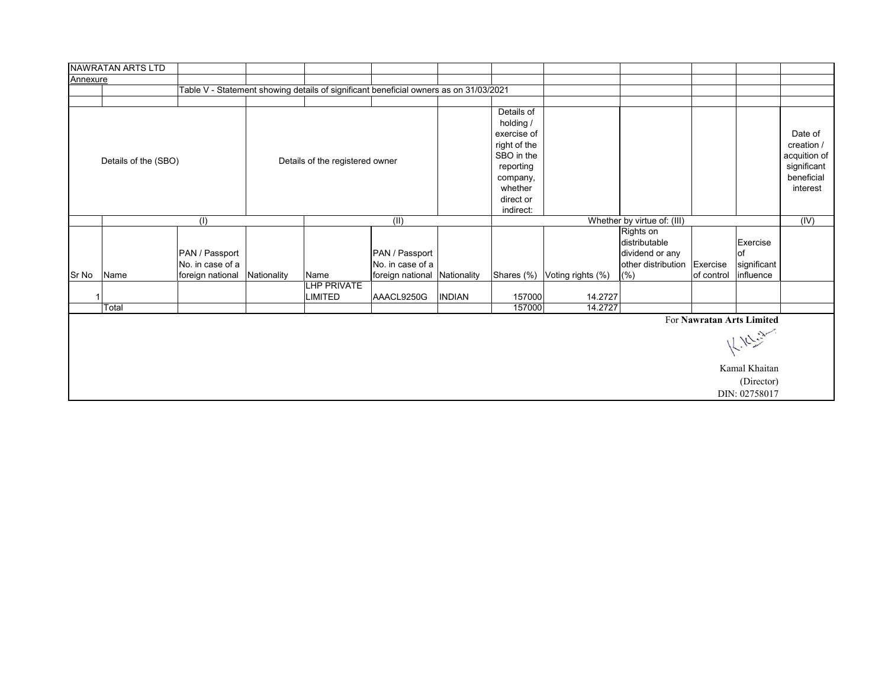NAWRATAN ARTS LTD

Annexure

Table V - Statement showing details of significant beneficial owners as on 31/03/2021

| Details of the (SBO) | | | | Details of the registered owner | | | Details of holding / exercise of right of the SBO in the reporting company, whether direct or indirect: | | | | | Date of creation / acquition of significant beneficial interest |
|---|---|---|---|---|---|---|---|---|---|---|---|---|
| | (I) | | | (II) | | | Whether by virtue of: (III) | | | | | (IV) |
| Sr No | Name | PAN / Passport No. in case of a foreign national | Nationality | Name | PAN / Passport No. in case of a foreign national | Nationality | Shares (%) | Voting rights (%) | Rights on distributable dividend or any other distribution (%) | Exercise of control | Exercise of significant influence | |
| 1 | | | | LHP PRIVATE LIMITED | AAACL9250G | INDIAN | 157000 | 14.2727 | | | | |
| | Total | | | | | | 157000 | 14.2727 | | | | |

For **Nawratan Arts Limited**

Kamal Khaitan
(Director)
DIN: 02758017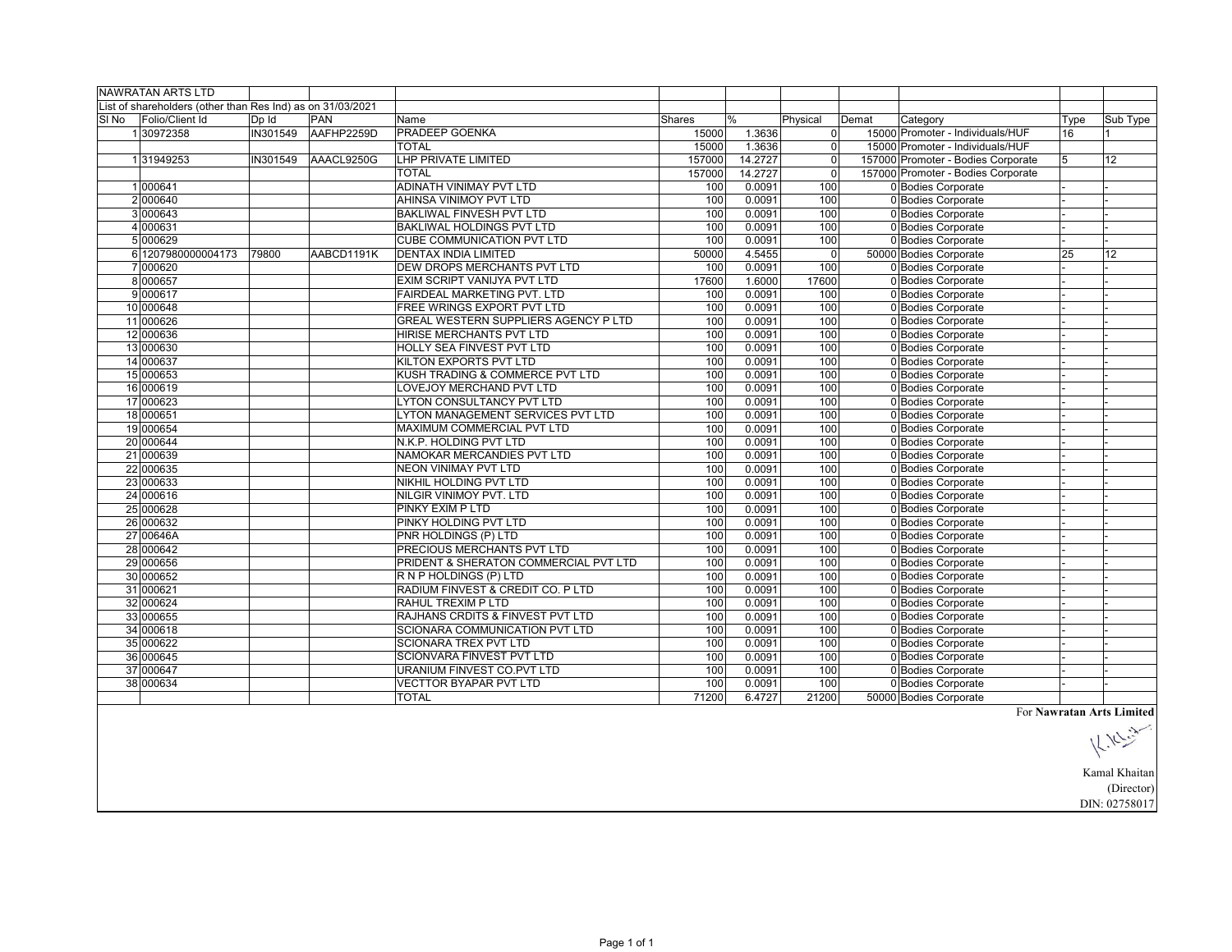NAWRATAN ARTS LTD

List of shareholders (other than Res Ind) as on 31/03/2021

| Sl No | Folio/Client Id | Dp Id | PAN | Name | Shares | % | Physical | Demat | Category | Type | Sub Type |
|---|---|---|---|---|---|---|---|---|---|---|---|
| 1 | 30972358 | IN301549 | AAFHP2259D | PRADEEP GOENKA | 15000 | 1.3636 | 0 | 15000 | Promoter - Individuals/HUF | 16 | 1 |
| | | | | TOTAL | 15000 | 1.3636 | 0 | 15000 | Promoter - Individuals/HUF | | |
| 1 | 31949253 | IN301549 | AAACL9250G | LHP PRIVATE LIMITED | 157000 | 14.2727 | 0 | 157000 | Promoter - Bodies Corporate | 5 | 12 |
| | | | | TOTAL | 157000 | 14.2727 | 0 | 157000 | Promoter - Bodies Corporate | | |
| 1 | 000641 | | | ADINATH VINIMAY PVT LTD | 100 | 0.0091 | 100 | 0 | Bodies Corporate | - | - |
| 2 | 000640 | | | AHINSA VINIMOY PVT LTD | 100 | 0.0091 | 100 | 0 | Bodies Corporate | - | - |
| 3 | 000643 | | | BAKLIWAL FINVESH PVT LTD | 100 | 0.0091 | 100 | 0 | Bodies Corporate | - | - |
| 4 | 000631 | | | BAKLIWAL HOLDINGS PVT LTD | 100 | 0.0091 | 100 | 0 | Bodies Corporate | - | - |
| 5 | 000629 | | | CUBE COMMUNICATION PVT LTD | 100 | 0.0091 | 100 | 0 | Bodies Corporate | - | - |
| 6 | 1207980000004173 | 79800 | AABCD1191K | DENTAX INDIA LIMITED | 50000 | 4.5455 | 0 | 50000 | Bodies Corporate | 25 | 12 |
| 7 | 000620 | | | DEW DROPS MERCHANTS PVT LTD | 100 | 0.0091 | 100 | 0 | Bodies Corporate | - | - |
| 8 | 000657 | | | EXIM SCRIPT VANIJYA PVT LTD | 17600 | 1.6000 | 17600 | 0 | Bodies Corporate | - | - |
| 9 | 000617 | | | FAIRDEAL MARKETING PVT. LTD | 100 | 0.0091 | 100 | 0 | Bodies Corporate | - | - |
| 10 | 000648 | | | FREE WRINGS EXPORT PVT LTD | 100 | 0.0091 | 100 | 0 | Bodies Corporate | - | - |
| 11 | 000626 | | | GREAL WESTERN SUPPLIERS AGENCY P LTD | 100 | 0.0091 | 100 | 0 | Bodies Corporate | - | - |
| 12 | 000636 | | | HIRISE MERCHANTS PVT LTD | 100 | 0.0091 | 100 | 0 | Bodies Corporate | - | - |
| 13 | 000630 | | | HOLLY SEA FINVEST PVT LTD | 100 | 0.0091 | 100 | 0 | Bodies Corporate | - | - |
| 14 | 000637 | | | KILTON EXPORTS PVT LTD | 100 | 0.0091 | 100 | 0 | Bodies Corporate | - | - |
| 15 | 000653 | | | KUSH TRADING & COMMERCE PVT LTD | 100 | 0.0091 | 100 | 0 | Bodies Corporate | - | - |
| 16 | 000619 | | | LOVEJOY MERCHAND PVT LTD | 100 | 0.0091 | 100 | 0 | Bodies Corporate | - | - |
| 17 | 000623 | | | LYTON CONSULTANCY PVT LTD | 100 | 0.0091 | 100 | 0 | Bodies Corporate | - | - |
| 18 | 000651 | | | LYTON MANAGEMENT SERVICES PVT LTD | 100 | 0.0091 | 100 | 0 | Bodies Corporate | - | - |
| 19 | 000654 | | | MAXIMUM COMMERCIAL PVT LTD | 100 | 0.0091 | 100 | 0 | Bodies Corporate | - | - |
| 20 | 000644 | | | N.K.P. HOLDING PVT LTD | 100 | 0.0091 | 100 | 0 | Bodies Corporate | - | - |
| 21 | 000639 | | | NAMOKAR MERCANDIES PVT LTD | 100 | 0.0091 | 100 | 0 | Bodies Corporate | - | - |
| 22 | 000635 | | | NEON VINIMAY PVT LTD | 100 | 0.0091 | 100 | 0 | Bodies Corporate | - | - |
| 23 | 000633 | | | NIKHIL HOLDING PVT LTD | 100 | 0.0091 | 100 | 0 | Bodies Corporate | - | - |
| 24 | 000616 | | | NILGIR VINIMOY PVT. LTD | 100 | 0.0091 | 100 | 0 | Bodies Corporate | - | - |
| 25 | 000628 | | | PINKY EXIM P LTD | 100 | 0.0091 | 100 | 0 | Bodies Corporate | - | - |
| 26 | 000632 | | | PINKY HOLDING PVT LTD | 100 | 0.0091 | 100 | 0 | Bodies Corporate | - | - |
| 27 | 00646A | | | PNR HOLDINGS (P) LTD | 100 | 0.0091 | 100 | 0 | Bodies Corporate | - | - |
| 28 | 000642 | | | PRECIOUS MERCHANTS PVT LTD | 100 | 0.0091 | 100 | 0 | Bodies Corporate | - | - |
| 29 | 000656 | | | PRIDENT & SHERATON COMMERCIAL PVT LTD | 100 | 0.0091 | 100 | 0 | Bodies Corporate | - | - |
| 30 | 000652 | | | R N P HOLDINGS (P) LTD | 100 | 0.0091 | 100 | 0 | Bodies Corporate | - | - |
| 31 | 000621 | | | RADIUM FINVEST & CREDIT CO. P LTD | 100 | 0.0091 | 100 | 0 | Bodies Corporate | - | - |
| 32 | 000624 | | | RAHUL TREXIM P LTD | 100 | 0.0091 | 100 | 0 | Bodies Corporate | - | - |
| 33 | 000655 | | | RAJHANS CRDITS & FINVEST PVT LTD | 100 | 0.0091 | 100 | 0 | Bodies Corporate | - | - |
| 34 | 000618 | | | SCIONARA COMMUNICATION PVT LTD | 100 | 0.0091 | 100 | 0 | Bodies Corporate | - | - |
| 35 | 000622 | | | SCIONARA TREX PVT LTD | 100 | 0.0091 | 100 | 0 | Bodies Corporate | - | - |
| 36 | 000645 | | | SCIONVARA FINVEST PVT LTD | 100 | 0.0091 | 100 | 0 | Bodies Corporate | - | - |
| 37 | 000647 | | | URANIUM FINVEST CO.PVT LTD | 100 | 0.0091 | 100 | 0 | Bodies Corporate | - | - |
| 38 | 000634 | | | VECTTOR BYAPAR PVT LTD | 100 | 0.0091 | 100 | 0 | Bodies Corporate | - | - |
| | | | | TOTAL | 71200 | 6.4727 | 21200 | 50000 | Bodies Corporate | | |

For **Nawratan Arts Limited**

Kamal Khaitan
(Director)
DIN: 02758017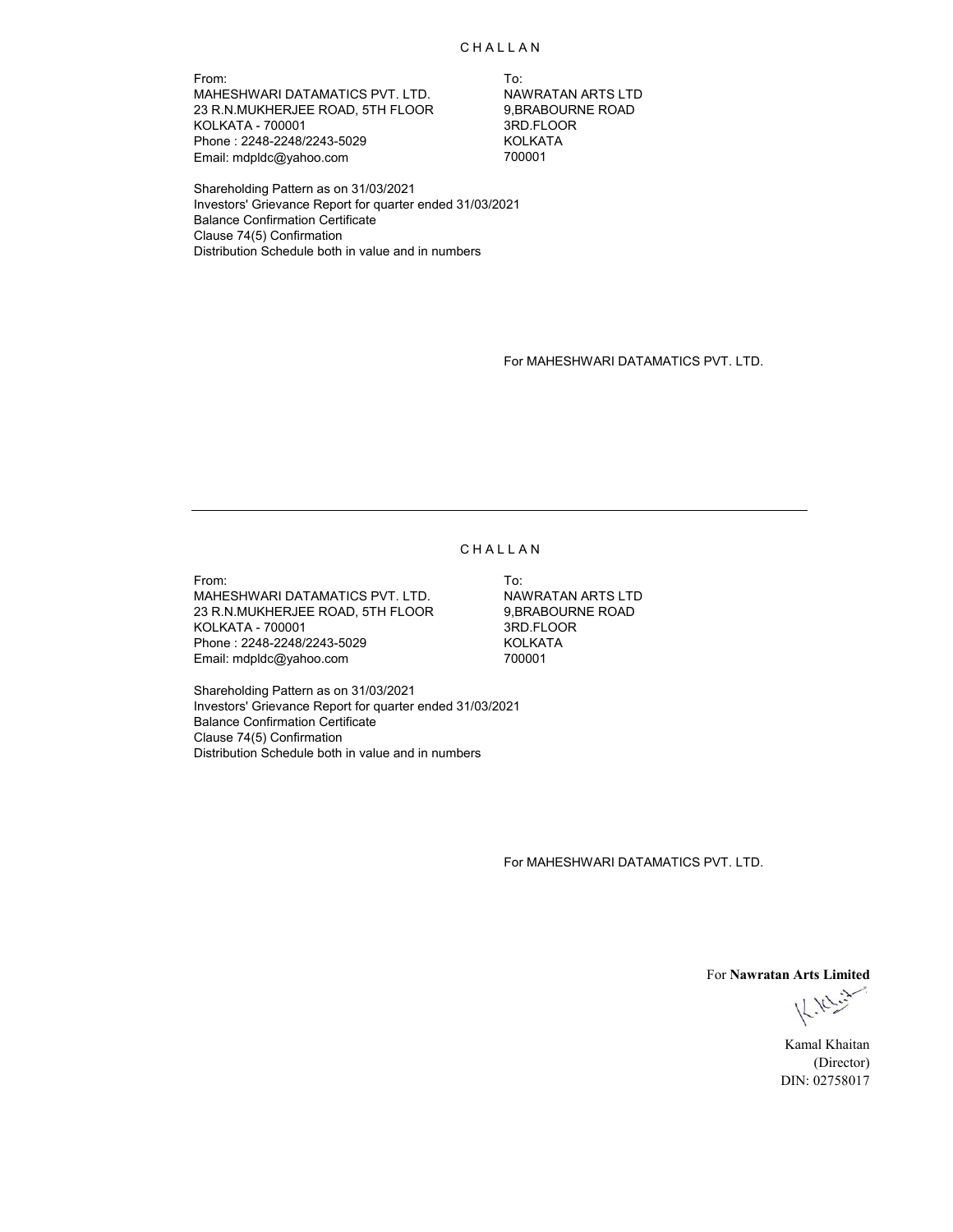C H A L L A N

From:
MAHESHWARI DATAMATICS PVT. LTD.
23 R.N.MUKHERJEE ROAD, 5TH FLOOR
KOLKATA - 700001
Phone : 2248-2248/2243-5029
Email: mdpldc@yahoo.com

To:
NAWRATAN ARTS LTD
9,BRABOURNE ROAD
3RD.FLOOR
KOLKATA
700001

Shareholding Pattern as on 31/03/2021
Investors' Grievance Report for quarter ended 31/03/2021
Balance Confirmation Certificate
Clause 74(5) Confirmation
Distribution Schedule both in value and in numbers

For MAHESHWARI DATAMATICS PVT. LTD.

---

C H A L L A N

From:
MAHESHWARI DATAMATICS PVT. LTD.
23 R.N.MUKHERJEE ROAD, 5TH FLOOR
KOLKATA - 700001
Phone : 2248-2248/2243-5029
Email: mdpldc@yahoo.com

To:
NAWRATAN ARTS LTD
9,BRABOURNE ROAD
3RD.FLOOR
KOLKATA
700001

Shareholding Pattern as on 31/03/2021
Investors' Grievance Report for quarter ended 31/03/2021
Balance Confirmation Certificate
Clause 74(5) Confirmation
Distribution Schedule both in value and in numbers

For MAHESHWARI DATAMATICS PVT. LTD.

For **Nawratan Arts Limited**

Kamal Khaitan
(Director)
DIN: 02758017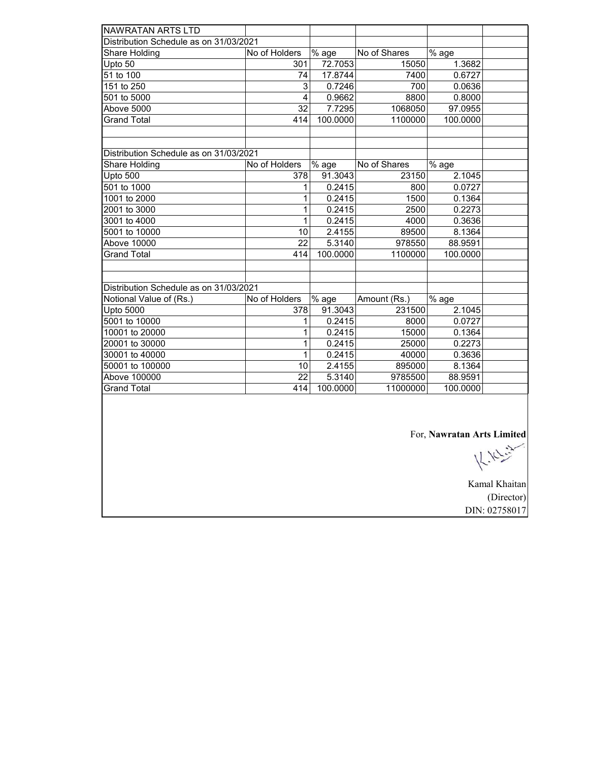NAWRATAN ARTS LTD

Distribution Schedule as on 31/03/2021

| Share Holding | No of Holders | % age | No of Shares | % age |
|---|---|---|---|---|
| Upto 50 | 301 | 72.7053 | 15050 | 1.3682 |
| 51 to 100 | 74 | 17.8744 | 7400 | 0.6727 |
| 151 to 250 | 3 | 0.7246 | 700 | 0.0636 |
| 501 to 5000 | 4 | 0.9662 | 8800 | 0.8000 |
| Above 5000 | 32 | 7.7295 | 1068050 | 97.0955 |
| Grand Total | 414 | 100.0000 | 1100000 | 100.0000 |

Distribution Schedule as on 31/03/2021

| Share Holding | No of Holders | % age | No of Shares | % age |
|---|---|---|---|---|
| Upto 500 | 378 | 91.3043 | 23150 | 2.1045 |
| 501 to 1000 | 1 | 0.2415 | 800 | 0.0727 |
| 1001 to 2000 | 1 | 0.2415 | 1500 | 0.1364 |
| 2001 to 3000 | 1 | 0.2415 | 2500 | 0.2273 |
| 3001 to 4000 | 1 | 0.2415 | 4000 | 0.3636 |
| 5001 to 10000 | 10 | 2.4155 | 89500 | 8.1364 |
| Above 10000 | 22 | 5.3140 | 978550 | 88.9591 |
| Grand Total | 414 | 100.0000 | 1100000 | 100.0000 |

Distribution Schedule as on 31/03/2021

| Notional Value of (Rs.) | No of Holders | % age | Amount (Rs.) | % age |
|---|---|---|---|---|
| Upto 5000 | 378 | 91.3043 | 231500 | 2.1045 |
| 5001 to 10000 | 1 | 0.2415 | 8000 | 0.0727 |
| 10001 to 20000 | 1 | 0.2415 | 15000 | 0.1364 |
| 20001 to 30000 | 1 | 0.2415 | 25000 | 0.2273 |
| 30001 to 40000 | 1 | 0.2415 | 40000 | 0.3636 |
| 50001 to 100000 | 10 | 2.4155 | 895000 | 8.1364 |
| Above 100000 | 22 | 5.3140 | 9785500 | 88.9591 |
| Grand Total | 414 | 100.0000 | 11000000 | 100.0000 |

For, **Nawratan Arts Limited**

Kamal Khaitan
(Director)
DIN: 02758017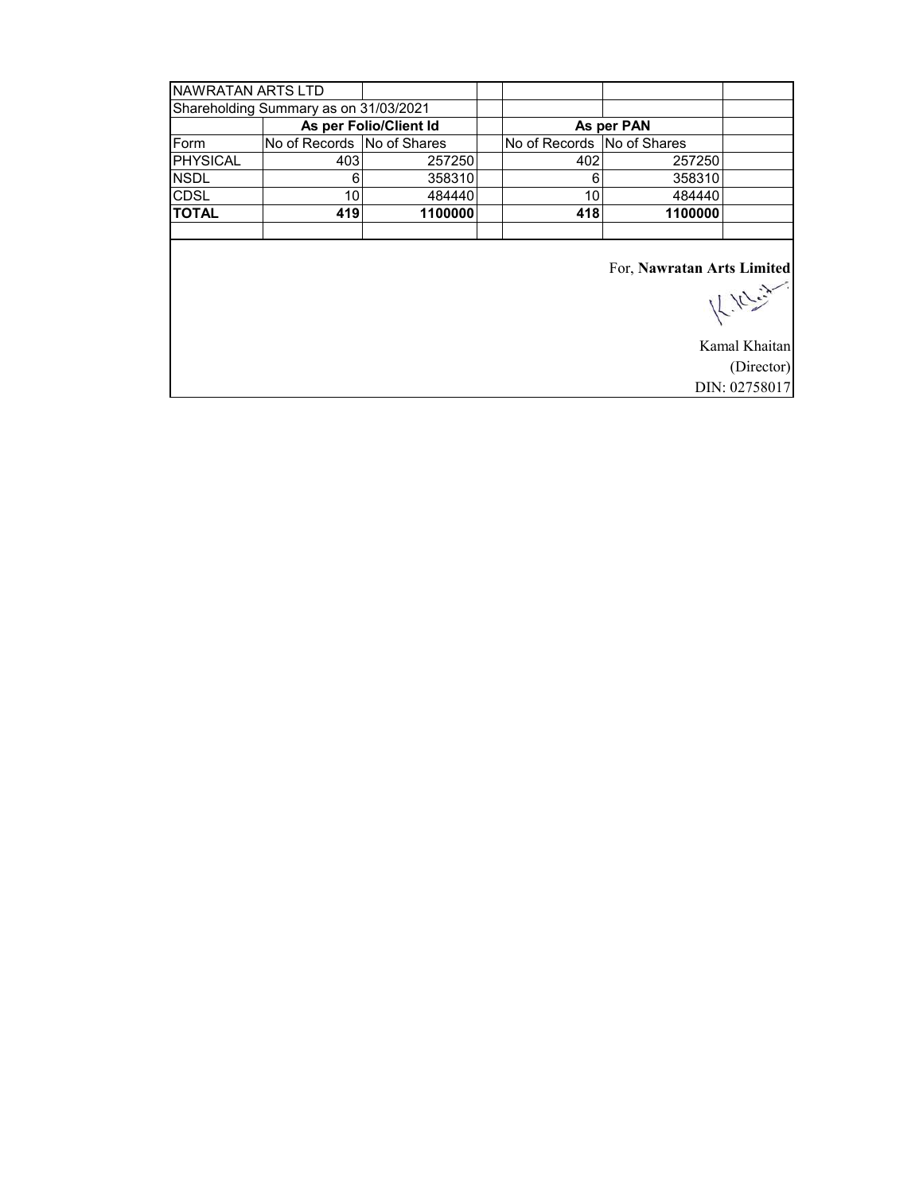| NAWRATAN ARTS LTD | | | | | | |
|---|---|---|---|---|---|---|
| Shareholding Summary as on 31/03/2021 | | | | | | |
| | **As per Folio/Client Id** | | | **As per PAN** | | |
| Form | No of Records | No of Shares | | No of Records | No of Shares | |
| PHYSICAL | 403 | 257250 | | 402 | 257250 | |
| NSDL | 6 | 358310 | | 6 | 358310 | |
| CDSL | 10 | 484440 | | 10 | 484440 | |
| **TOTAL** | **419** | **1100000** | | **418** | **1100000** | |

For, **Nawratan Arts Limited**

Kamal Khaitan

(Director)

DIN: 02758017